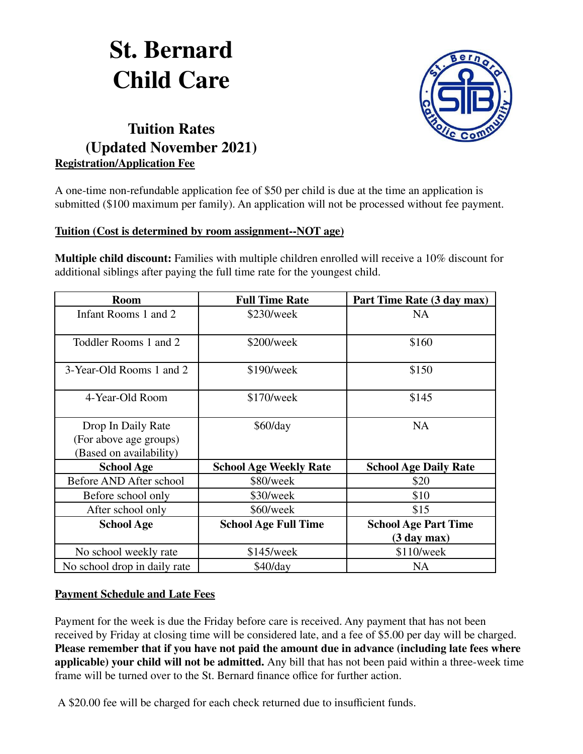# St. Bernard Child Care

## Tuition Rates (Updated November 2021)

**Registration/Application Fee**

A one-time non-refundable application fee of $50 per child is due at the time an application is submitted ($100 maximum per family). An application will not be processed without fee payment.

**Tuition (Cost is determined by room assignment--NOT age)**

**Multiple child discount:** Families with multiple children enrolled will receive a 10% discount for additional siblings after paying the full time rate for the youngest child.

| Room | Full Time Rate | Part Time Rate (3 day max) |
|---|---|---|
| Infant Rooms 1 and 2 | $230/week | NA |
| Toddler Rooms 1 and 2 | $200/week | $160 |
| 3-Year-Old Rooms 1 and 2 | $190/week | $150 |
| 4-Year-Old Room | $170/week | $145 |
| Drop In Daily Rate (For above age groups) (Based on availability) | $60/day | NA |
| **School Age** | **School Age Weekly Rate** | **School Age Daily Rate** |
| Before AND After school | $80/week | $20 |
| Before school only | $30/week | $10 |
| After school only | $60/week | $15 |
| **School Age** | **School Age Full Time** | **School Age Part Time (3 day max)** |
| No school weekly rate | $145/week | $110/week |
| No school drop in daily rate | $40/day | NA |

**Payment Schedule and Late Fees**

Payment for the week is due the Friday before care is received. Any payment that has not been received by Friday at closing time will be considered late, and a fee of $5.00 per day will be charged. **Please remember that if you have not paid the amount due in advance (including late fees where applicable) your child will not be admitted.** Any bill that has not been paid within a three-week time frame will be turned over to the St. Bernard finance office for further action.

A $20.00 fee will be charged for each check returned due to insufficient funds.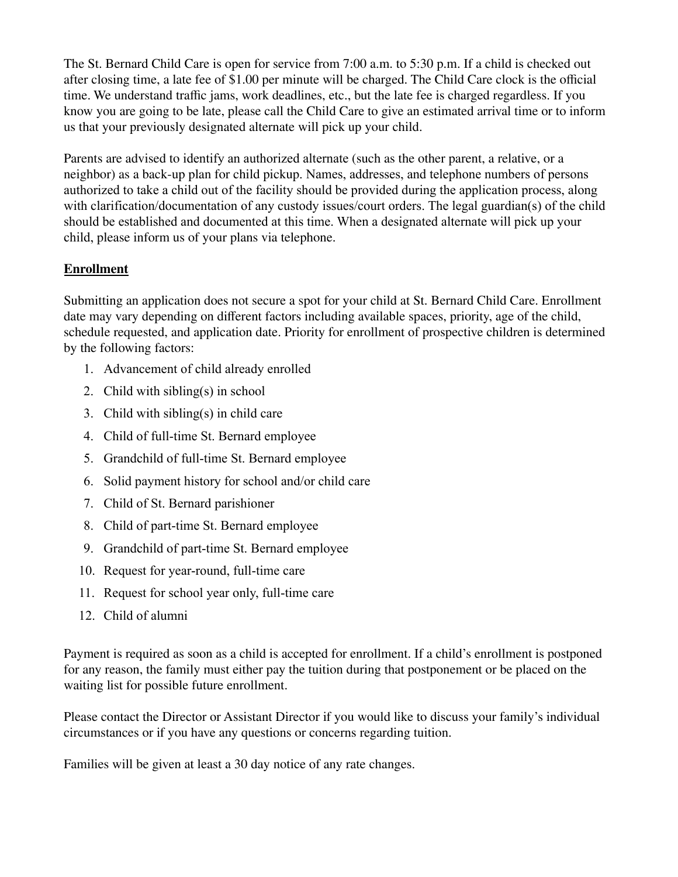The St. Bernard Child Care is open for service from 7:00 a.m. to 5:30 p.m. If a child is checked out after closing time, a late fee of $1.00 per minute will be charged. The Child Care clock is the official time. We understand traffic jams, work deadlines, etc., but the late fee is charged regardless. If you know you are going to be late, please call the Child Care to give an estimated arrival time or to inform us that your previously designated alternate will pick up your child.

Parents are advised to identify an authorized alternate (such as the other parent, a relative, or a neighbor) as a back-up plan for child pickup. Names, addresses, and telephone numbers of persons authorized to take a child out of the facility should be provided during the application process, along with clarification/documentation of any custody issues/court orders. The legal guardian(s) of the child should be established and documented at this time. When a designated alternate will pick up your child, please inform us of your plans via telephone.

**Enrollment**

Submitting an application does not secure a spot for your child at St. Bernard Child Care. Enrollment date may vary depending on different factors including available spaces, priority, age of the child, schedule requested, and application date. Priority for enrollment of prospective children is determined by the following factors:

1. Advancement of child already enrolled
2. Child with sibling(s) in school
3. Child with sibling(s) in child care
4. Child of full-time St. Bernard employee
5. Grandchild of full-time St. Bernard employee
6. Solid payment history for school and/or child care
7. Child of St. Bernard parishioner
8. Child of part-time St. Bernard employee
9. Grandchild of part-time St. Bernard employee
10. Request for year-round, full-time care
11. Request for school year only, full-time care
12. Child of alumni

Payment is required as soon as a child is accepted for enrollment. If a child's enrollment is postponed for any reason, the family must either pay the tuition during that postponement or be placed on the waiting list for possible future enrollment.

Please contact the Director or Assistant Director if you would like to discuss your family's individual circumstances or if you have any questions or concerns regarding tuition.

Families will be given at least a 30 day notice of any rate changes.